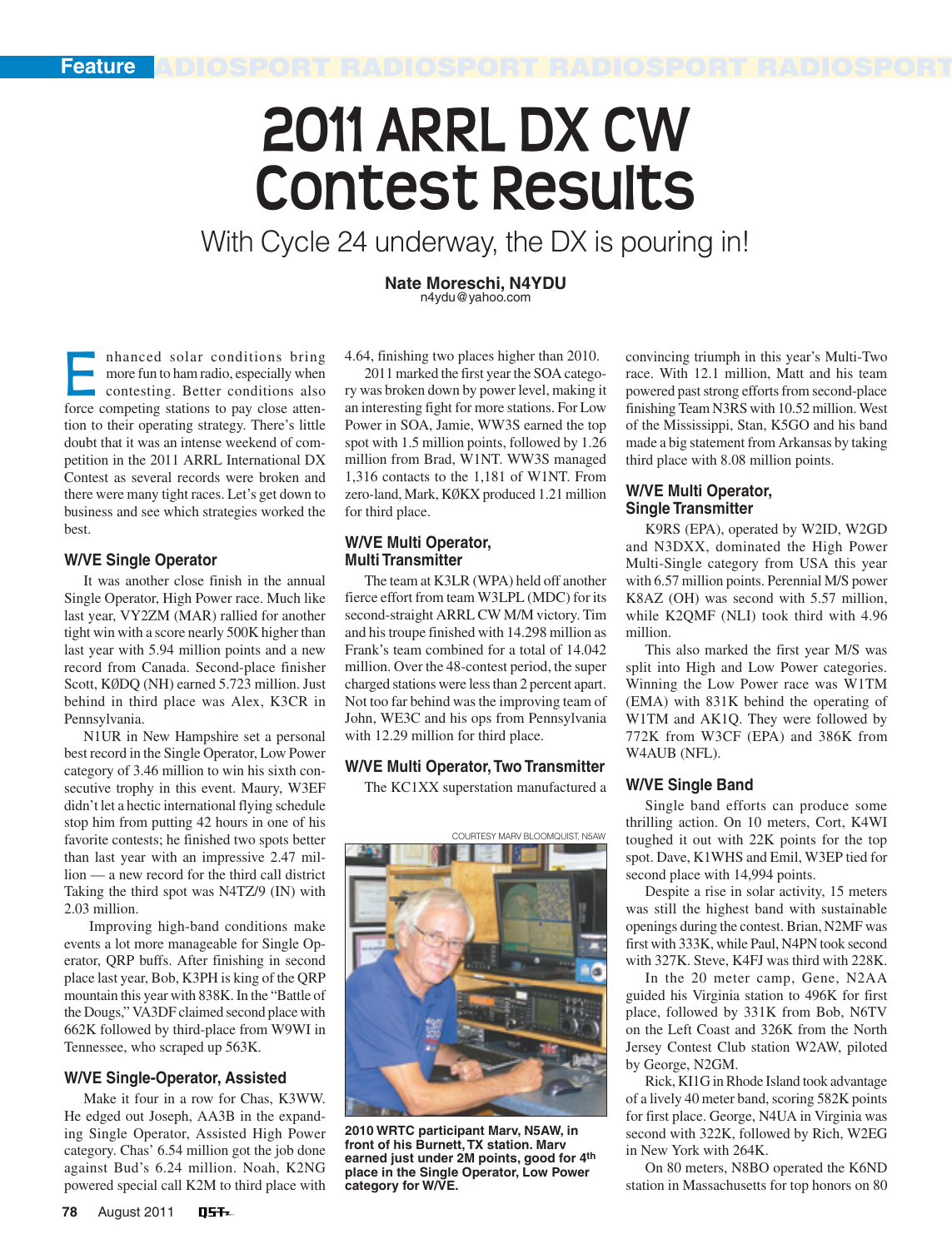# 2011 ARRL DX CW Contest Results

With Cycle 24 underway, the DX is pouring in!

**Nate Moreschi, N4YDU**
n4ydu@yahoo.com

Enhanced solar conditions bring more fun to ham radio, especially when contesting. Better conditions also force competing stations to pay close attention to their operating strategy. There's little doubt that it was an intense weekend of competition in the 2011 ARRL International DX Contest as several records were broken and there were many tight races. Let's get down to business and see which strategies worked the best.

## W/VE Single Operator

It was another close finish in the annual Single Operator, High Power race. Much like last year, VY2ZM (MAR) rallied for another tight win with a score nearly 500K higher than last year with 5.94 million points and a new record from Canada. Second-place finisher Scott, KØDQ (NH) earned 5.723 million. Just behind in third place was Alex, K3CR in Pennsylvania.

N1UR in New Hampshire set a personal best record in the Single Operator, Low Power category of 3.46 million to win his sixth consecutive trophy in this event. Maury, W3EF didn't let a hectic international flying schedule stop him from putting 42 hours in one of his favorite contests; he finished two spots better than last year with an impressive 2.47 million — a new record for the third call district Taking the third spot was N4TZ/9 (IN) with 2.03 million.

Improving high-band conditions make events a lot more manageable for Single Operator, QRP buffs. After finishing in second place last year, Bob, K3PH is king of the QRP mountain this year with 838K. In the "Battle of the Dougs," VA3DF claimed second place with 662K followed by third-place from W9WI in Tennessee, who scraped up 563K.

## W/VE Single-Operator, Assisted

Make it four in a row for Chas, K3WW. He edged out Joseph, AA3B in the expanding Single Operator, Assisted High Power category. Chas' 6.54 million got the job done against Bud's 6.24 million. Noah, K2NG powered special call K2M to third place with 4.64, finishing two places higher than 2010.

2011 marked the first year the SOA category was broken down by power level, making it an interesting fight for more stations. For Low Power in SOA, Jamie, WW3S earned the top spot with 1.5 million points, followed by 1.26 million from Brad, W1NT. WW3S managed 1,316 contacts to the 1,181 of W1NT. From zero-land, Mark, KØKX produced 1.21 million for third place.

## W/VE Multi Operator, Multi Transmitter

The team at K3LR (WPA) held off another fierce effort from team W3LPL (MDC) for its second-straight ARRL CW M/M victory. Tim and his troupe finished with 14.298 million as Frank's team combined for a total of 14.042 million. Over the 48-contest period, the super charged stations were less than 2 percent apart. Not too far behind was the improving team of John, WE3C and his ops from Pennsylvania with 12.29 million for third place.

## W/VE Multi Operator, Two Transmitter

The KC1XX superstation manufactured a convincing triumph in this year's Multi-Two race. With 12.1 million, Matt and his team powered past strong efforts from second-place finishing Team N3RS with 10.52 million. West of the Mississippi, Stan, K5GO and his band made a big statement from Arkansas by taking third place with 8.08 million points.

COURTESY MARV BLOOMQUIST, N5AW

**2010 WRTC participant Marv, N5AW, in front of his Burnett, TX station. Marv earned just under 2M points, good for 4th place in the Single Operator, Low Power category for W/VE.**

## W/VE Multi Operator, Single Transmitter

K9RS (EPA), operated by W2ID, W2GD and N3DXX, dominated the High Power Multi-Single category from USA this year with 6.57 million points. Perennial M/S power K8AZ (OH) was second with 5.57 million, while K2QMF (NLI) took third with 4.96 million.

This also marked the first year M/S was split into High and Low Power categories. Winning the Low Power race was W1TM (EMA) with 831K behind the operating of W1TM and AK1Q. They were followed by 772K from W3CF (EPA) and 386K from W4AUB (NFL).

## W/VE Single Band

Single band efforts can produce some thrilling action. On 10 meters, Cort, K4WI toughed it out with 22K points for the top spot. Dave, K1WHS and Emil, W3EP tied for second place with 14,994 points.

Despite a rise in solar activity, 15 meters was still the highest band with sustainable openings during the contest. Brian, N2MF was first with 333K, while Paul, N4PN took second with 327K. Steve, K4FJ was third with 228K.

In the 20 meter camp, Gene, N2AA guided his Virginia station to 496K for first place, followed by 331K from Bob, N6TV on the Left Coast and 326K from the North Jersey Contest Club station W2AW, piloted by George, N2GM.

Rick, KI1G in Rhode Island took advantage of a lively 40 meter band, scoring 582K points for first place. George, N4UA in Virginia was second with 322K, followed by Rich, W2EG in New York with 264K.

On 80 meters, N8BO operated the K6ND station in Massachusetts for top honors on 80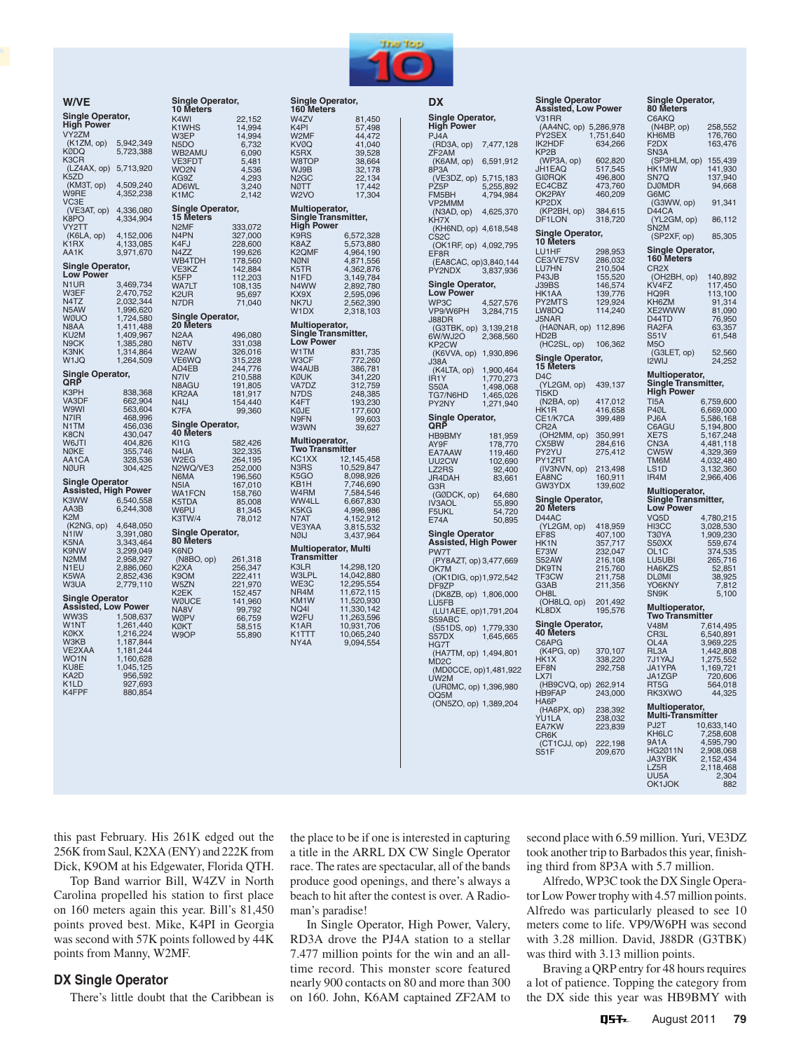# The Top 10

## W/VE

### Single Operator, High Power

| Call | Score |
|---|---|
| VY2ZM (K1ZM, op) | 5,942,349 |
| KØDQ | 5,723,388 |
| K3CR (LZ4AX, op) | 5,713,920 |
| K5ZD (KM3T, op) | 4,509,240 |
| W9RE | 4,352,238 |
| VC3E (VE3AT, op) | 4,336,080 |
| K8PO | 4,334,904 |
| VY2TT (K6LA, op) | 4,152,006 |
| K1RX | 4,133,085 |
| AA1K | 3,971,670 |

### Single Operator, Low Power

| Call | Score |
|---|---|
| N1UR | 3,469,734 |
| W3EF | 2,470,752 |
| N4TZ | 2,032,344 |
| N5AW | 1,996,620 |
| WØUO | 1,724,580 |
| N8AA | 1,411,488 |
| KU2M | 1,409,967 |
| N9CK | 1,385,280 |
| K3NK | 1,314,864 |
| W1JQ | 1,264,509 |

### Single Operator, QRP

| Call | Score |
|---|---|
| K3PH | 838,368 |
| VA3DF | 662,904 |
| W9WI | 563,604 |
| N7IR | 468,996 |
| N1TM | 456,036 |
| K8CN | 430,047 |
| W6JTI | 404,826 |
| NØKE | 355,746 |
| AA1CA | 328,536 |
| NØUR | 304,425 |

### Single Operator Assisted, High Power

| Call | Score |
|---|---|
| K3WW | 6,540,558 |
| AA3B | 6,244,308 |
| K2M (K2NG, op) | 4,648,050 |
| N1IW | 3,391,080 |
| K5NA | 3,343,464 |
| K9NW | 3,299,049 |
| N2MM | 2,958,927 |
| N1EU | 2,886,060 |
| K5WA | 2,852,436 |
| W3UA | 2,779,110 |

### Single Operator Assisted, Low Power

| Call | Score |
|---|---|
| WW3S | 1,508,637 |
| W1NT | 1,261,440 |
| KØKX | 1,216,224 |
| W3KB | 1,187,844 |
| VE2XAA | 1,181,244 |
| WO1N | 1,160,628 |
| KU8E | 1,045,125 |
| KA2D | 956,592 |
| K1LD | 927,693 |
| K4FPF | 880,854 |

### Single Operator, 10 Meters

| Call | Score |
|---|---|
| K4WI | 22,152 |
| K1WHS | 14,994 |
| W3EP | 14,994 |
| N5DO | 6,732 |
| WB2AMU | 6,090 |
| VE3FDT | 5,481 |
| WO2N | 4,536 |
| KG9Z | 4,293 |
| AD6WL | 3,240 |
| K1MC | 2,142 |

### Single Operator, 15 Meters

| Call | Score |
|---|---|
| N2MF | 333,072 |
| N4PN | 327,000 |
| K4FJ | 228,600 |
| N4ZZ | 199,626 |
| WB4TDH | 178,560 |
| VE3KZ | 142,884 |
| K5FP | 112,203 |
| WA7LT | 108,135 |
| K2UR | 95,697 |
| N7DR | 71,040 |

### Single Operator, 20 Meters

| Call | Score |
|---|---|
| N2AA | 496,080 |
| N6TV | 331,038 |
| W2AW | 326,016 |
| VE6WQ | 315,228 |
| AD4EB | 244,776 |
| N7IV | 210,588 |
| N8AGU | 191,805 |
| KR2AA | 181,917 |
| N4IJ | 154,440 |
| K7FA | 99,360 |

### Single Operator, 40 Meters

| Call | Score |
|---|---|
| KI1G | 582,426 |
| N4UA | 322,335 |
| W2EG | 264,195 |
| N2WQ/VE3 | 252,000 |
| N6MA | 196,560 |
| N5IA | 167,010 |
| WA1FCN | 158,760 |
| K5TDA | 85,008 |
| W6PU | 81,345 |
| K3TW/4 | 78,012 |

### Single Operator, 80 Meters

| Call | Score |
|---|---|
| K6ND (N8BO, op) | 261,318 |
| K2XA | 256,347 |
| K9OM | 222,411 |
| W5ZN | 221,970 |
| K2EK | 152,457 |
| WØUCE | 141,960 |
| NA8V | 99,792 |
| WØPV | 66,759 |
| KØKT | 58,515 |
| W9OP | 55,890 |

### Single Operator, 160 Meters

| Call | Score |
|---|---|
| W4ZV | 81,450 |
| K4PI | 57,498 |
| W2MF | 44,472 |
| KVØQ | 41,040 |
| K5RX | 39,528 |
| W8TOP | 38,664 |
| WJ9B | 32,178 |
| N2GC | 22,134 |
| NØTT | 17,442 |
| W2VO | 17,304 |

### Multioperator, Single Transmitter, High Power

| Call | Score |
|---|---|
| K9RS | 6,572,328 |
| K8AZ | 5,573,880 |
| K2QMF | 4,964,190 |
| NØNI | 4,871,556 |
| K5TR | 4,362,876 |
| N1FD | 3,149,784 |
| N4WW | 2,892,780 |
| KX9X | 2,595,096 |
| NK7U | 2,562,390 |
| W1DX | 2,318,103 |

### Multioperator, Single Transmitter, Low Power

| Call | Score |
|---|---|
| W1TM | 831,735 |
| W3CF | 772,260 |
| W4AUB | 386,781 |
| KØUK | 341,220 |
| VA7DZ | 312,759 |
| N7DS | 248,385 |
| K4FT | 193,230 |
| KØJE | 177,600 |
| N9FN | 99,603 |
| W3WN | 39,627 |

### Multioperator, Two Transmitter

| Call | Score |
|---|---|
| KC1XX | 12,145,458 |
| N3RS | 10,529,847 |
| K5GO | 8,098,926 |
| KB1H | 7,746,690 |
| W4RM | 7,584,546 |
| WW4LL | 6,667,830 |
| K5KG | 4,996,986 |
| N7AT | 4,152,912 |
| VE3YAA | 3,815,532 |
| NØIJ | 3,437,964 |

### Multioperator, Multi Transmitter

| Call | Score |
|---|---|
| K3LR | 14,298,120 |
| W3LPL | 14,042,880 |
| WE3C | 12,295,554 |
| NR4M | 11,672,115 |
| KM1W | 11,520,930 |
| NQ4I | 11,330,142 |
| W2FU | 11,263,596 |
| K1AR | 10,931,706 |
| K1TTT | 10,065,240 |
| NY4A | 9,094,554 |

## DX

### Single Operator, High Power

| Call | Score |
|---|---|
| PJ4A (RD3A, op) | 7,477,128 |
| ZF2AM (K6AM, op) | 6,591,912 |
| 8P3A (VE3DZ, op) | 5,715,183 |
| PZ5P | 5,255,892 |
| FM5BH | 4,794,984 |
| VP2MMM (N3AD, op) | 4,625,370 |
| KH7X (KH6ND, op) | 4,618,548 |
| CS2C (OK1RF, op) | 4,092,795 |
| EF8R (EA8CAC, op) | 3,840,144 |
| PY2NDX | 3,837,936 |

### Single Operator, Low Power

| Call | Score |
|---|---|
| WP3C | 4,527,576 |
| VP9/W6PH | 3,284,715 |
| J88DR (G3TBK, op) | 3,139,218 |
| 6W/WJ2O | 2,368,560 |
| KP2CW (K6VVA, op) | 1,930,896 |
| J38A (K4LTA, op) | 1,900,464 |
| IR1Y | 1,770,273 |
| S50A | 1,498,068 |
| TG7/N6HD | 1,465,026 |
| PY2NY | 1,271,940 |

### Single Operator, QRP

| Call | Score |
|---|---|
| HB9BMY | 181,959 |
| AY9F | 178,770 |
| EA7AAW | 119,460 |
| UU2CW | 102,690 |
| LZ2RS | 92,400 |
| JR4DAH | 83,661 |
| G3R (GØDCK, op) | 64,680 |
| IV3AOL | 55,890 |
| F5UKL | 54,720 |
| E74A | 50,895 |

### Single Operator Assisted, High Power

| Call | Score |
|---|---|
| PW7T (PY8AZT, op) | 3,477,669 |
| OK7M (OK1DIG, op) | 1,972,542 |
| DF9ZP (DK8ZB, op) | 1,806,000 |
| LU5FB (LU1AEE, op) | 1,791,204 |
| S59ABC (S51DS, op) | 1,779,330 |
| S57DX | 1,645,665 |
| HG7T (HA7TM, op) | 1,494,801 |
| MD2C (MDØCCE, op) | 1,481,922 |
| UW2M (URØMC, op) | 1,396,980 |
| OQ5M (ON5ZO, op) | 1,389,204 |

### Single Operator Assisted, Low Power

| Call | Score |
|---|---|
| V31RR (AA4NC, op) | 5,286,978 |
| PY2SEX | 1,751,640 |
| IK2HDF | 634,266 |
| KP2B (WP3A, op) | 602,820 |
| JH1EAQ | 517,545 |
| GIØRQK | 496,800 |
| EC4CBZ | 473,760 |
| OK2PAY | 460,209 |
| KP2DX (KP2BH, op) | 384,615 |
| DF1LON | 318,720 |

### Single Operator, 10 Meters

| Call | Score |
|---|---|
| LU1HF | 298,953 |
| CE3/VE7SV | 286,032 |
| LU7HN | 210,504 |
| P43JB | 155,520 |
| J39BS | 146,574 |
| HK1AA | 139,776 |
| PY2MTS | 129,924 |
| LW8DQ | 114,240 |
| J5NAR (HAØNAR, op) | 112,896 |
| HD2B (HC2SL, op) | 106,362 |

### Single Operator, 15 Meters

| Call | Score |
|---|---|
| D4C (YL2GM, op) | 439,137 |
| TI5KD (N2BA, op) | 417,012 |
| HK1R | 416,658 |
| CE1/K7CA | 399,489 |
| CR2A (OH2MM, op) | 350,991 |
| CX5BW | 284,616 |
| PY2YU | 275,412 |
| PY1ZRT (IV3NVN, op) | 213,498 |
| EA8NC | 160,911 |
| GW3YDX | 139,602 |

### Single Operator, 20 Meters

| Call | Score |
|---|---|
| D44AC (YL2GM, op) | 418,959 |
| EF8S | 407,100 |
| HK1N | 357,717 |
| E73W | 232,047 |
| S52AW | 216,108 |
| DK9TN | 215,760 |
| TF3CW | 211,758 |
| G3AB | 211,356 |
| OH8L (OH8LQ, op) | 201,492 |
| KL8DX | 195,576 |

### Single Operator, 40 Meters

| Call | Score |
|---|---|
| C6APG (K4PG, op) | 370,107 |
| HK1X | 338,220 |
| EF8N | 292,758 |
| LX7I (HB9CVQ, op) | 262,914 |
| HB9FAP | 243,000 |
| HA6P (HA6PX, op) | 238,392 |
| YU1LA | 238,032 |
| EA7KW | 223,839 |
| CR6K (CT1CJJ, op) | 222,198 |
| S51F | 209,670 |

### Single Operator, 80 Meters

| Call | Score |
|---|---|
| C6AKQ (N4BP, op) | 258,552 |
| KH6MB | 176,760 |
| F2DX | 163,476 |
| SN3A (SP3HLM, op) | 155,439 |
| HK1MW | 141,930 |
| SN7Q | 137,940 |
| DJØMDR | 94,668 |
| G6MC (G3WW, op) | 91,341 |
| D44CA (YL2GM, op) | 86,112 |
| SN2M (SP2XF, op) | 85,305 |

### Single Operator, 160 Meters

| Call | Score |
|---|---|
| CR2X (OH2BH, op) | 140,892 |
| KV4FZ | 117,450 |
| HQ9R | 113,100 |
| KH6ZM | 91,314 |
| XE2WWW | 81,090 |
| D44TD | 76,950 |
| RA2FA | 63,357 |
| S51V | 61,548 |
| M5O (G3LET, op) | 52,560 |
| I2WIJ | 24,252 |

### Multioperator, Single Transmitter, High Power

| Call | Score |
|---|---|
| TI5A | 6,759,600 |
| P40L | 6,669,000 |
| PJ6A | 5,586,168 |
| C6AGU | 5,194,800 |
| XE7S | 5,167,248 |
| CN3A | 4,481,118 |
| CW5W | 4,329,369 |
| TM6M | 4,032,480 |
| LS1D | 3,132,360 |
| IR4M | 2,966,406 |

### Multioperator, Single Transmitter, Low Power

| Call | Score |
|---|---|
| VQ5D | 4,780,215 |
| HI3CC | 3,028,530 |
| T30YA | 1,909,230 |
| S5ØXX | 559,674 |
| OL1C | 374,535 |
| LU5UBI | 265,716 |
| HA6KZS | 52,851 |
| DLØMI | 38,925 |
| YO6KNY | 7,812 |
| SN9K | 5,100 |

### Multioperator, Two Transmitter

| Call | Score |
|---|---|
| V48M | 7,614,495 |
| CR3L | 6,540,891 |
| OL4A | 3,969,225 |
| RL3A | 1,442,808 |
| 7J1YAJ | 1,275,552 |
| JA1YPA | 1,169,721 |
| JA1ZGP | 720,606 |
| RT5G | 564,018 |
| RK3XWO | 44,325 |

### Multioperator, Multi-Transmitter

| Call | Score |
|---|---|
| PJ2T | 10,633,140 |
| KH6LC | 7,258,608 |
| 9A1A | 4,595,790 |
| HG2011N | 2,908,068 |
| JA3YBK | 2,152,434 |
| LZ5R | 2,118,468 |
| UU5A | 2,304 |
| OK1JOK | 882 |

this past February. His 261K edged out the 256K from Saul, K2XA (ENY) and 222K from Dick, K9OM at his Edgewater, Florida QTH.

Top Band warrior Bill, W4ZV in North Carolina propelled his station to first place on 160 meters again this year. Bill's 81,450 points proved best. Mike, K4PI in Georgia was second with 57K points followed by 44K points from Manny, W2MF.

## DX Single Operator

There's little doubt that the Caribbean is the place to be if one is interested in capturing a title in the ARRL DX CW Single Operator race. The rates are spectacular, all of the bands produce good openings, and there's always a beach to hit after the contest is over. A Radioman's paradise!

In Single Operator, High Power, Valery, RD3A drove the PJ4A station to a stellar 7.477 million points for the win and an all-time record. This monster score featured nearly 900 contacts on 80 and more than 300 on 160. John, K6AM captained ZF2AM to second place with 6.59 million. Yuri, VE3DZ took another trip to Barbados this year, finishing third from 8P3A with 5.7 million.

Alfredo, WP3C took the DX Single Operator Low Power trophy with 4.57 million points. Alfredo was particularly pleased to see 10 meters come to life. VP9/W6PH was second with 3.28 million. David, J88DR (G3TBK) was third with 3.13 million points.

Braving a QRP entry for 48 hours requires a lot of patience. Topping the category from the DX side this year was HB9BMY with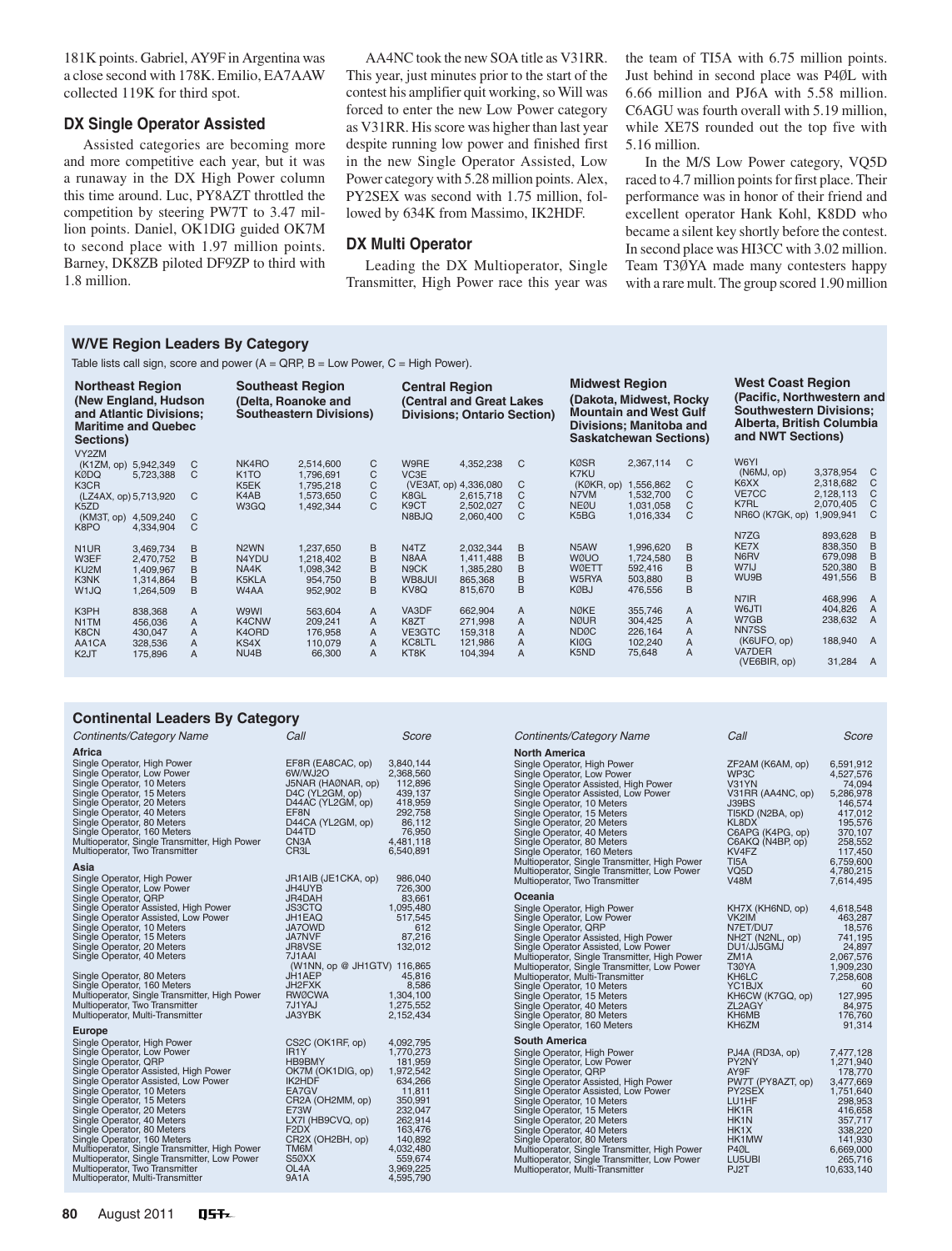181K points. Gabriel, AY9F in Argentina was a close second with 178K. Emilio, EA7AAW collected 119K for third spot.

### DX Single Operator Assisted

Assisted categories are becoming more and more competitive each year, but it was a runaway in the DX High Power column this time around. Luc, PY8AZT throttled the competition by steering PW7T to 3.47 million points. Daniel, OK1DIG guided OK7M to second place with 1.97 million points. Barney, DK8ZB piloted DF9ZP to third with 1.8 million.

AA4NC took the new SOA title as V31RR. This year, just minutes prior to the start of the contest his amplifier quit working, so Will was forced to enter the new Low Power category as V31RR. His score was higher than last year despite running low power and finished first in the new Single Operator Assisted, Low Power category with 5.28 million points. Alex, PY2SEX was second with 1.75 million, followed by 634K from Massimo, IK2HDF.

### DX Multi Operator

Leading the DX Multioperator, Single Transmitter, High Power race this year was the team of TI5A with 6.75 million points. Just behind in second place was P4ØL with 6.66 million and PJ6A with 5.58 million. C6AGU was fourth overall with 5.19 million, while XE7S rounded out the top five with 5.16 million.

In the M/S Low Power category, VQ5D raced to 4.7 million points for first place. Their performance was in honor of their friend and excellent operator Hank Kohl, K8DD who became a silent key shortly before the contest. In second place was HI3CC with 3.02 million. Team T3ØYA made many contesters happy with a rare mult. The group scored 1.90 million

#### W/VE Region Leaders By Category

Table lists call sign, score and power (A = QRP, B = Low Power, C = High Power).

**Northeast Region (New England, Hudson and Atlantic Divisions; Maritime and Quebec Sections)**

| Call | Score | Power |
|---|---|---|
| VY2ZM (K1ZM, op) | 5,942,349 | C |
| KØDQ | 5,723,388 | C |
| K3CR (LZ4AX, op) | 5,713,920 | C |
| K5ZD (KM3T, op) | 4,509,240 | C |
| K8PO | 4,334,904 | C |
| N1UR | 3,469,734 | B |
| W3EF | 2,470,752 | B |
| KU2M | 1,409,967 | B |
| K3NK | 1,314,864 | B |
| W1JQ | 1,264,509 | B |
| K3PH | 838,368 | A |
| N1TM | 456,036 | A |
| K8CN | 430,047 | A |
| AA1CA | 328,536 | A |
| K2JT | 175,896 | A |

**Southeast Region (Delta, Roanoke and Southeastern Divisions)**

| Call | Score | Power |
|---|---|---|
| NK4RO | 2,514,600 | C |
| K1TO | 1,796,691 | C |
| K5EK | 1,795,218 | C |
| K4AB | 1,573,650 | C |
| W3GQ | 1,492,344 | C |
| N2WN | 1,237,650 | B |
| N4YDU | 1,218,402 | B |
| NA4K | 1,098,342 | B |
| K5KLA | 954,750 | B |
| W4AA | 952,902 | B |
| W9WI | 563,604 | A |
| K4CNW | 209,241 | A |
| K4ORD | 176,958 | A |
| KS4X | 110,079 | A |
| NU4B | 66,300 | A |

**Central Region (Central and Great Lakes Divisions; Ontario Section)**

| Call | Score | Power |
|---|---|---|
| W9RE | 4,352,238 | C |
| VC3E (VE3AT, op) | 4,336,080 | C |
| K8GL | 2,615,718 | C |
| K9CT | 2,502,027 | C |
| N8BJQ | 2,060,400 | C |
| N4TZ | 2,032,344 | B |
| N8AA | 1,411,488 | B |
| N9CK | 1,385,280 | B |
| WB8JUI | 865,368 | B |
| KV8Q | 815,670 | B |
| VA3DF | 662,904 | A |
| K8ZT | 271,998 | A |
| VE3GTC | 159,318 | A |
| KC8LTL | 121,986 | A |
| KT8K | 104,394 | A |

**Midwest Region (Dakota, Midwest, Rocky Mountain and West Gulf Divisions; Manitoba and Saskatchewan Sections)**

| Call | Score | Power |
|---|---|---|
| KØSR | 2,367,114 | C |
| K7KU (KØKR, op) | 1,556,862 | C |
| N7VM | 1,532,700 | C |
| NEØU | 1,031,058 | C |
| K5BG | 1,016,334 | C |
| N5AW | 1,996,620 | B |
| WØUO | 1,724,580 | B |
| WØETT | 592,416 | B |
| W5RYA | 503,880 | B |
| KØBJ | 476,556 | B |
| NØKE | 355,746 | A |
| NØUR | 304,425 | A |
| NDØC | 226,164 | A |
| KIØG | 102,240 | A |
| K5ND | 75,648 | A |

**West Coast Region (Pacific, Northwestern and Southwestern Divisions; Alberta, British Columbia and NWT Sections)**

| Call | Score | Power |
|---|---|---|
| W6YI (N6MJ, op) | 3,378,954 | C |
| K6XX | 2,318,682 | C |
| VE7CC | 2,128,113 | C |
| K7RL | 2,070,405 | C |
| NR6O (K7GK, op) | 1,909,941 | C |
| N7ZG | 893,628 | B |
| KE7X | 838,350 | B |
| N6RV | 679,098 | B |
| W7IJ | 520,380 | B |
| WU9B | 491,556 | B |
| N7IR | 468,996 | A |
| W6JTI | 404,826 | A |
| W7GB | 238,632 | A |
| NN7SS (K6UFO, op) | 188,940 | A |
| VA7DER (VE6BIR, op) | 31,284 | A |

#### Continental Leaders By Category

| Continents/Category Name | Call | Score |
|---|---|---|
| **Africa** | | |
| Single Operator, High Power | EF8R (EA8CAC, op) | 3,840,144 |
| Single Operator, Low Power | 6W/WJ2O | 2,368,560 |
| Single Operator, 10 Meters | J5NAR (HAØNAR, op) | 112,896 |
| Single Operator, 15 Meters | D4C (YL2GM, op) | 439,137 |
| Single Operator, 20 Meters | D44AC (YL2GM, op) | 418,959 |
| Single Operator, 40 Meters | EF8N | 292,758 |
| Single Operator, 80 Meters | D44CA (YL2GM, op) | 86,112 |
| Single Operator, 160 Meters | D44TD | 76,950 |
| Multioperator, Single Transmitter, High Power | CN3A | 4,481,118 |
| Multioperator, Two Transmitter | CR3L | 6,540,891 |
| **Asia** | | |
| Single Operator, High Power | JR1AIB (JE1CKA, op) | 986,040 |
| Single Operator, Low Power | JH4UYB | 726,300 |
| Single Operator, QRP | JR4DAH | 83,661 |
| Single Operator Assisted, High Power | JS3CTQ | 1,095,480 |
| Single Operator Assisted, Low Power | JH1EAQ | 517,545 |
| Single Operator, 10 Meters | JA7OWD | 612 |
| Single Operator, 15 Meters | JA7NVF | 87,216 |
| Single Operator, 20 Meters | JR8VSE | 132,012 |
| Single Operator, 40 Meters | 7J1AAI (W1NN, op @ JH1GTV) | 116,865 |
| Single Operator, 80 Meters | JH1AEP | 45,816 |
| Single Operator, 160 Meters | JH2FXK | 8,586 |
| Multioperator, Single Transmitter, High Power | RWØCWA | 1,304,100 |
| Multioperator, Two Transmitter | 7J1YAJ | 1,275,552 |
| Multioperator, Multi-Transmitter | JA3YBK | 2,152,434 |
| **Europe** | | |
| Single Operator, High Power | CS2C (OK1RF, op) | 4,092,795 |
| Single Operator, Low Power | IR1Y | 1,770,273 |
| Single Operator, QRP | HB9BMY | 181,959 |
| Single Operator Assisted, High Power | OK7M (OK1DIG, op) | 1,972,542 |
| Single Operator Assisted, Low Power | IK2HDF | 634,266 |
| Single Operator, 10 Meters | EA7GV | 11,811 |
| Single Operator, 15 Meters | CR2A (OH2MM, op) | 350,991 |
| Single Operator, 20 Meters | E73W | 232,047 |
| Single Operator, 40 Meters | LX7I (HB9CVQ, op) | 262,914 |
| Single Operator, 80 Meters | F2DX | 163,476 |
| Single Operator, 160 Meters | CR2X (OH2BH, op) | 140,892 |
| Multioperator, Single Transmitter, High Power | TM6M | 4,032,480 |
| Multioperator, Single Transmitter, Low Power | S50XX | 559,674 |
| Multioperator, Two Transmitter | OL4A | 3,969,225 |
| Multioperator, Multi-Transmitter | 9A1A | 4,595,790 |
| **North America** | | |
| Single Operator, High Power | ZF2AM (K6AM, op) | 6,591,912 |
| Single Operator, Low Power | WP3C | 4,527,576 |
| Single Operator Assisted, High Power | V31YN | 74,094 |
| Single Operator Assisted, Low Power | V31RR (AA4NC, op) | 5,286,978 |
| Single Operator, 10 Meters | J39BS | 146,574 |
| Single Operator, 15 Meters | TI5KD (N2BA, op) | 417,012 |
| Single Operator, 20 Meters | KL8DX | 195,576 |
| Single Operator, 40 Meters | C6APG (K4PG, op) | 370,107 |
| Single Operator, 80 Meters | C6AKQ (N4BP, op) | 258,552 |
| Single Operator, 160 Meters | KV4FZ | 117,450 |
| Multioperator, Single Transmitter, High Power | TI5A | 6,759,600 |
| Multioperator, Single Transmitter, Low Power | VQ5D | 4,780,215 |
| Multioperator, Two Transmitter | V48M | 7,614,495 |
| **Oceania** | | |
| Single Operator, High Power | KH7X (KH6ND, op) | 4,618,548 |
| Single Operator, Low Power | VK2IM | 463,287 |
| Single Operator, QRP | N7ET/DU7 | 18,576 |
| Single Operator Assisted, High Power | NH2T (N2NL, op) | 741,195 |
| Single Operator Assisted, Low Power | DU1/JJ5GMJ | 24,897 |
| Multioperator, Single Transmitter, High Power | ZM1A | 2,067,576 |
| Multioperator, Single Transmitter, Low Power | T3ØYA | 1,909,230 |
| Multioperator, Multi-Transmitter | KH6LC | 7,258,608 |
| Single Operator, 10 Meters | YC1BJX | 60 |
| Single Operator, 15 Meters | KH6CW (K7GQ, op) | 127,995 |
| Single Operator, 40 Meters | ZL2AGY | 84,975 |
| Single Operator, 80 Meters | KH6MB | 176,760 |
| Single Operator, 160 Meters | KH6ZM | 91,314 |
| **South America** | | |
| Single Operator, High Power | PJ4A (RD3A, op) | 7,477,128 |
| Single Operator, Low Power | PY2NY | 1,271,940 |
| Single Operator, QRP | AY9F | 178,770 |
| Single Operator Assisted, High Power | PW7T (PY8AZT, op) | 3,477,669 |
| Single Operator Assisted, Low Power | PY2SEX | 1,751,640 |
| Single Operator, 10 Meters | LU1HF | 298,953 |
| Single Operator, 15 Meters | HK1R | 416,658 |
| Single Operator, 20 Meters | HK1N | 357,717 |
| Single Operator, 40 Meters | HK1X | 338,220 |
| Single Operator, 80 Meters | HK1MW | 141,930 |
| Multioperator, Single Transmitter, High Power | P4ØL | 6,669,000 |
| Multioperator, Single Transmitter, Low Power | LU5UBI | 265,716 |
| Multioperator, Multi-Transmitter | PJ2T | 10,633,140 |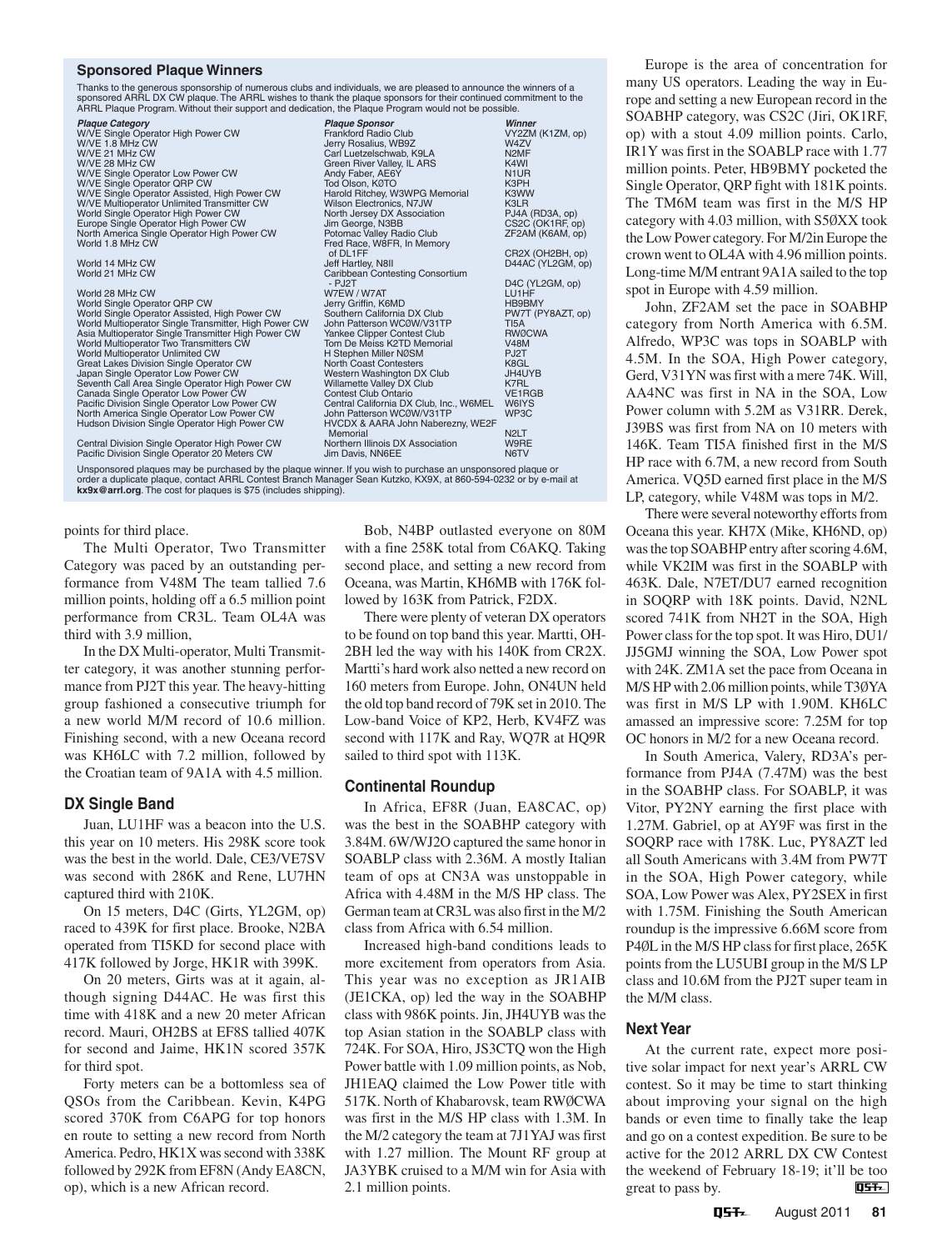## Sponsored Plaque Winners

Thanks to the generous sponsorship of numerous clubs and individuals, we are pleased to announce the winners of a sponsored ARRL DX CW plaque. The ARRL wishes to thank the plaque sponsors for their continued commitment to the ARRL Plaque Program. Without their support and dedication, the Plaque Program would not be possible.

| *Plaque Category* | *Plaque Sponsor* | *Winner* |
|---|---|---|
| W/VE Single Operator High Power CW | Frankford Radio Club | VY2ZM (K1ZM, op) |
| W/VE 1.8 MHz CW | Jerry Rosalius, WB9Z | W4ZV |
| W/VE 21 MHz CW | Carl Luetzelschwab, K9LA | N2MF |
| W/VE 28 MHz CW | Green River Valley, IL ARS | K4WI |
| W/VE Single Operator Low Power CW | Andy Faber, AE6Y | N1UR |
| W/VE Single Operator QRP CW | Tod Olson, KØTO | K3PH |
| W/VE Single Operator Assisted, High Power CW | Harold Ritchey, W3WPG Memorial | K3WW |
| W/VE Multioperator Unlimited Transmitter CW | Wilson Electronics, N7JW | K3LR |
| World Single Operator High Power CW | North Jersey DX Association | PJ4A (RD3A, op) |
| Europe Single Operator High Power CW | Jim George, N3BB | CS2C (OK1RF, op) |
| North America Single Operator High Power CW | Potomac Valley Radio Club | ZF2AM (K6AM, op) |
| World 1.8 MHz CW | Fred Race, W8FR, In Memory of DL1FF | CR2X (OH2BH, op) |
| World 14 MHz CW | Jeff Hartley, N8II | D44AC (YL2GM, op) |
| World 21 MHz CW | Caribbean Contesting Consortium - PJ2T | D4C (YL2GM, op) |
| World 28 MHz CW | W7EW / W7AT | LU1HF |
| World Single Operator QRP CW | Jerry Griffin, K6MD | HB9BMY |
| World Single Operator Assisted, High Power CW | Southern California DX Club | PW7T (PY8AZT, op) |
| World Multioperator Single Transmitter, High Power CW | John Patterson WCØW/V31TP | TI5A |
| Asia Multioperator Single Transmitter High Power CW | Yankee Clipper Contest Club | RWØCWA |
| World Multioperator Two Transmitters CW | Tom De Meiss K2TD Memorial | V48M |
| World Multioperator Unlimited CW | H Stephen Miller NØSM | PJ2T |
| Great Lakes Division Single Operator CW | North Coast Contesters | K8GL |
| Japan Single Operator Low Power CW | Western Washington DX Club | JH4UYB |
| Seventh Call Area Single Operator High Power CW | Willamette Valley DX Club | K7RL |
| Canada Single Operator Low Power CW | Contest Club Ontario | VE1RGB |
| Pacific Division Single Operator Low Power CW | Central California DX Club, Inc., W6MEL | W6IYS |
| North America Single Operator Low Power CW | John Patterson WCØW/V31TP | WP3C |
| Hudson Division Single Operator High Power CW | HVCDX & AARA John Naberezny, WE2F Memorial | N2LT |
| Central Division Single Operator High Power CW | Northern Illinois DX Association | W9RE |
| Pacific Division Single Operator 20 Meters CW | Jim Davis, NN6EE | N6TV |

Unsponsored plaques may be purchased by the plaque winner. If you wish to purchase an unsponsored plaque or order a duplicate plaque, contact ARRL Contest Branch Manager Sean Kutzko, KX9X, at 860-594-0232 or by e-mail at **kx9x@arrl.org**. The cost for plaques is $75 (includes shipping).

points for third place.

The Multi Operator, Two Transmitter Category was paced by an outstanding performance from V48M The team tallied 7.6 million points, holding off a 6.5 million point performance from CR3L. Team OL4A was third with 3.9 million,

In the DX Multi-operator, Multi Transmitter category, it was another stunning performance from PJ2T this year. The heavy-hitting group fashioned a consecutive triumph for a new world M/M record of 10.6 million. Finishing second, with a new Oceana record was KH6LC with 7.2 million, followed by the Croatian team of 9A1A with 4.5 million.

### DX Single Band

Juan, LU1HF was a beacon into the U.S. this year on 10 meters. His 298K score took was the best in the world. Dale, CE3/VE7SV was second with 286K and Rene, LU7HN captured third with 210K.

On 15 meters, D4C (Girts, YL2GM, op) raced to 439K for first place. Brooke, N2BA operated from TI5KD for second place with 417K followed by Jorge, HK1R with 399K.

On 20 meters, Girts was at it again, although signing D44AC. He was first this time with 418K and a new 20 meter African record. Mauri, OH2BS at EF8S tallied 407K for second and Jaime, HK1N scored 357K for third spot.

Forty meters can be a bottomless sea of QSOs from the Caribbean. Kevin, K4PG scored 370K from C6APG for top honors en route to setting a new record from North America. Pedro, HK1X was second with 338K followed by 292K from EF8N (Andy EA8CN, op), which is a new African record.

Bob, N4BP outlasted everyone on 80M with a fine 258K total from C6AKQ. Taking second place, and setting a new record from Oceana, was Martin, KH6MB with 176K followed by 163K from Patrick, F2DX.

There were plenty of veteran DX operators to be found on top band this year. Martti, OH-2BH led the way with his 140K from CR2X. Martti's hard work also netted a new record on 160 meters from Europe. John, ON4UN held the old top band record of 79K set in 2010. The Low-band Voice of KP2, Herb, KV4FZ was second with 117K and Ray, WQ7R at HQ9R sailed to third spot with 113K.

### Continental Roundup

In Africa, EF8R (Juan, EA8CAC, op) was the best in the SOABHP category with 3.84M. 6W/WJ2O captured the same honor in SOABLP class with 2.36M. A mostly Italian team of ops at CN3A was unstoppable in Africa with 4.48M in the M/S HP class. The German team at CR3L was also first in the M/2 class from Africa with 6.54 million.

Increased high-band conditions leads to more excitement from operators from Asia. This year was no exception as JR1AIB (JE1CKA, op) led the way in the SOABHP class with 986K points. Jin, JH4UYB was the top Asian station in the SOABLP class with 724K. For SOA, Hiro, JS3CTQ won the High Power battle with 1.09 million points, as Nob, JH1EAQ claimed the Low Power title with 517K. North of Khabarovsk, team RWØCWA was first in the M/S HP class with 1.3M. In the M/2 category the team at 7J1YAJ was first with 1.27 million. The Mount RF group at JA3YBK cruised to a M/M win for Asia with 2.1 million points.

Europe is the area of concentration for many US operators. Leading the way in Europe and setting a new European record in the SOABHP category, was CS2C (Jiri, OK1RF, op) with a stout 4.09 million points. Carlo, IR1Y was first in the SOABLP race with 1.77 million points. Peter, HB9BMY pocketed the Single Operator, QRP fight with 181K points. The TM6M team was first in the M/S HP category with 4.03 million, with S5ØXX took the Low Power category. For M/2in Europe the crown went to OL4A with 4.96 million points. Long-time M/M entrant 9A1A sailed to the top spot in Europe with 4.59 million.

John, ZF2AM set the pace in SOABHP category from North America with 6.5M. Alfredo, WP3C was tops in SOABLP with 4.5M. In the SOA, High Power category, Gerd, V31YN was first with a mere 74K. Will, AA4NC was first in NA in the SOA, Low Power column with 5.2M as V31RR. Derek, J39BS was first from NA on 10 meters with 146K. Team TI5A finished first in the M/S HP race with 6.7M, a new record from South America. VQ5D earned first place in the M/S LP, category, while V48M was tops in M/2.

There were several noteworthy efforts from Oceana this year. KH7X (Mike, KH6ND, op) was the top SOABHP entry after scoring 4.6M, while VK2IM was first in the SOABLP with 463K. Dale, N7ET/DU7 earned recognition in SOQRP with 18K points. David, N2NL scored 741K from NH2T in the SOA, High Power class for the top spot. It was Hiro, DU1/JJ5GMJ winning the SOA, Low Power spot with 24K. ZM1A set the pace from Oceana in M/S HP with 2.06 million points, while T3ØYA was first in M/S LP with 1.90M. KH6LC amassed an impressive score: 7.25M for top OC honors in M/2 for a new Oceana record.

In South America, Valery, RD3A's performance from PJ4A (7.47M) was the best in the SOABHP class. For SOABLP, it was Vitor, PY2NY earning the first place with 1.27M. Gabriel, op at AY9F was first in the SOQRP race with 178K. Luc, PY8AZT led all South Americans with 3.4M from PW7T in the SOA, High Power category, while SOA, Low Power was Alex, PY2SEX in first with 1.75M. Finishing the South American roundup is the impressive 6.66M score from P4ØL in the M/S HP class for first place, 265K points from the LU5UBI group in the M/S LP class and 10.6M from the PJ2T super team in the M/M class.

### Next Year

At the current rate, expect more positive solar impact for next year's ARRL CW contest. So it may be time to start thinking about improving your signal on the high bands or even time to finally take the leap and go on a contest expedition. Be sure to be active for the 2012 ARRL DX CW Contest the weekend of February 18-19; it'll be too great to pass by.